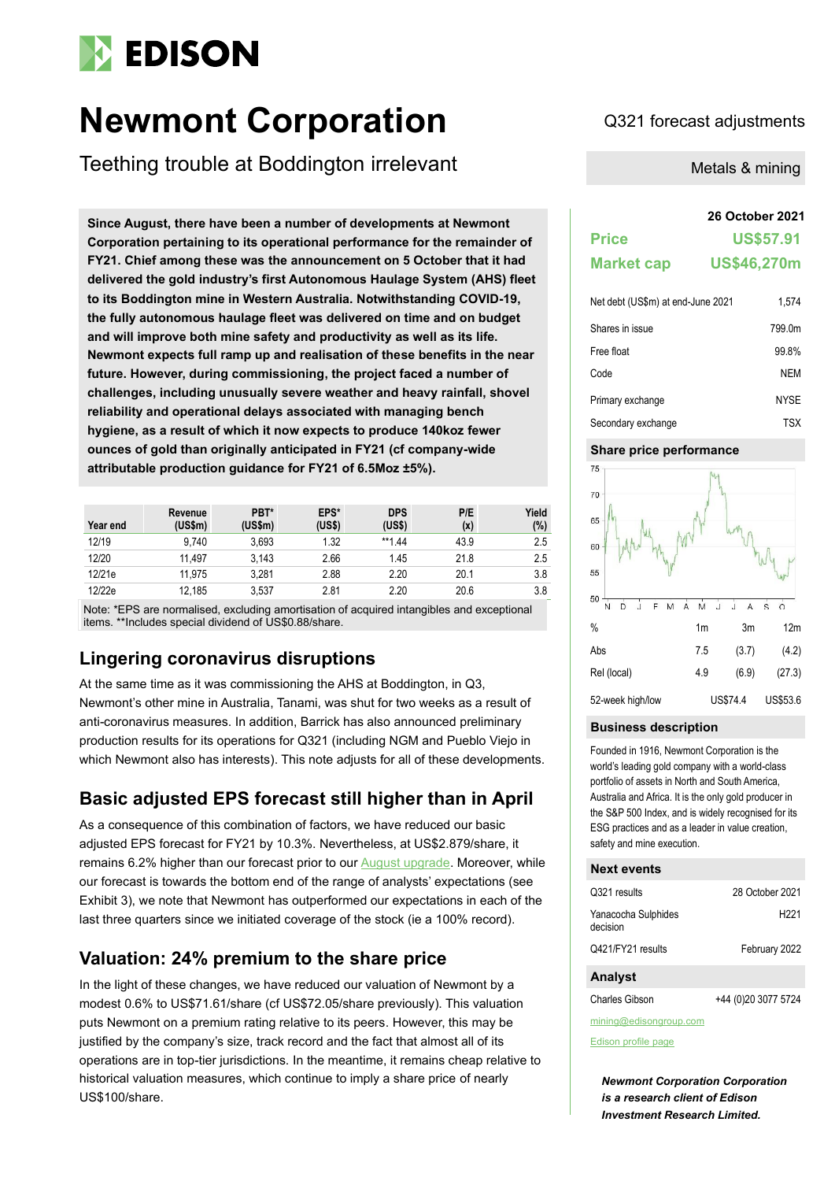# EDISON

# Newmont Corporation

## Teething trouble at Boddington irrelevant

Q321 forecast adjustments

Metals & mining

**Since August, there have been a number of developments at Newmont Corporation pertaining to its operational performance for the remainder of FY21. Chief among these was the announcement on 5 October that it had delivered the gold industry's first Autonomous Haulage System (AHS) fleet to its Boddington mine in Western Australia. Notwithstanding COVID-19, the fully autonomous haulage fleet was delivered on time and on budget and will improve both mine safety and productivity as well as its life. Newmont expects full ramp up and realisation of these benefits in the near future. However, during commissioning, the project faced a number of challenges, including unusually severe weather and heavy rainfall, shovel reliability and operational delays associated with managing bench hygiene, as a result of which it now expects to produce 140koz fewer ounces of gold than originally anticipated in FY21 (cf company-wide attributable production guidance for FY21 of 6.5Moz ±5%).**

| Year end | Revenue (US$m) | PBT* (US$m) | EPS* (US$) | DPS (US$) | P/E (x) | Yield (%) |
|---|---|---|---|---|---|---|
| 12/19 | 9,740 | 3,693 | 1.32 | **1.44 | 43.9 | 2.5 |
| 12/20 | 11,497 | 3,143 | 2.66 | 1.45 | 21.8 | 2.5 |
| 12/21e | 11,975 | 3,281 | 2.88 | 2.20 | 20.1 | 3.8 |
| 12/22e | 12,185 | 3,537 | 2.81 | 2.20 | 20.6 | 3.8 |

Note: *EPS are normalised, excluding amortisation of acquired intangibles and exceptional items. **Includes special dividend of US$0.88/share.

## Lingering coronavirus disruptions

At the same time as it was commissioning the AHS at Boddington, in Q3, Newmont's other mine in Australia, Tanami, was shut for two weeks as a result of anti-coronavirus measures. In addition, Barrick has also announced preliminary production results for its operations for Q321 (including NGM and Pueblo Viejo in which Newmont also has interests). This note adjusts for all of these developments.

## Basic adjusted EPS forecast still higher than in April

As a consequence of this combination of factors, we have reduced our basic adjusted EPS forecast for FY21 by 10.3%. Nevertheless, at US$2.879/share, it remains 6.2% higher than our forecast prior to our August upgrade. Moreover, while our forecast is towards the bottom end of the range of analysts' expectations (see Exhibit 3), we note that Newmont has outperformed our expectations in each of the last three quarters since we initiated coverage of the stock (ie a 100% record).

## Valuation: 24% premium to the share price

In the light of these changes, we have reduced our valuation of Newmont by a modest 0.6% to US$71.61/share (cf US$72.05/share previously). This valuation puts Newmont on a premium rating relative to its peers. However, this may be justified by the company's size, track record and the fact that almost all of its operations are in top-tier jurisdictions. In the meantime, it remains cheap relative to historical valuation measures, which continue to imply a share price of nearly US$100/share.

**26 October 2021**

| | |
|---|---|
| **Price** | **US$57.91** |
| **Market cap** | **US$46,270m** |

| | |
|---|---|
| Net debt (US$m) at end-June 2021 | 1,574 |
| Shares in issue | 799.0m |
| Free float | 99.8% |
| Code | NEM |
| Primary exchange | NYSE |
| Secondary exchange | TSX |

### Share price performance

| % | 1m | 3m | 12m |
|---|---|---|---|
| Abs | 7.5 | (3.7) | (4.2) |
| Rel (local) | 4.9 | (6.9) | (27.3) |
| 52-week high/low | | US$74.4 | US$53.6 |

### Business description

Founded in 1916, Newmont Corporation is the world's leading gold company with a world-class portfolio of assets in North and South America, Australia and Africa. It is the only gold producer in the S&P 500 Index, and is widely recognised for its ESG practices and as a leader in value creation, safety and mine execution.

### Next events

| | |
|---|---|
| Q321 results | 28 October 2021 |
| Yanacocha Sulphides decision | H221 |
| Q421/FY21 results | February 2022 |

### Analyst

Charles Gibson +44 (0)20 3077 5724

mining@edisongroup.com

Edison profile page

*Newmont Corporation Corporation is a research client of Edison Investment Research Limited.*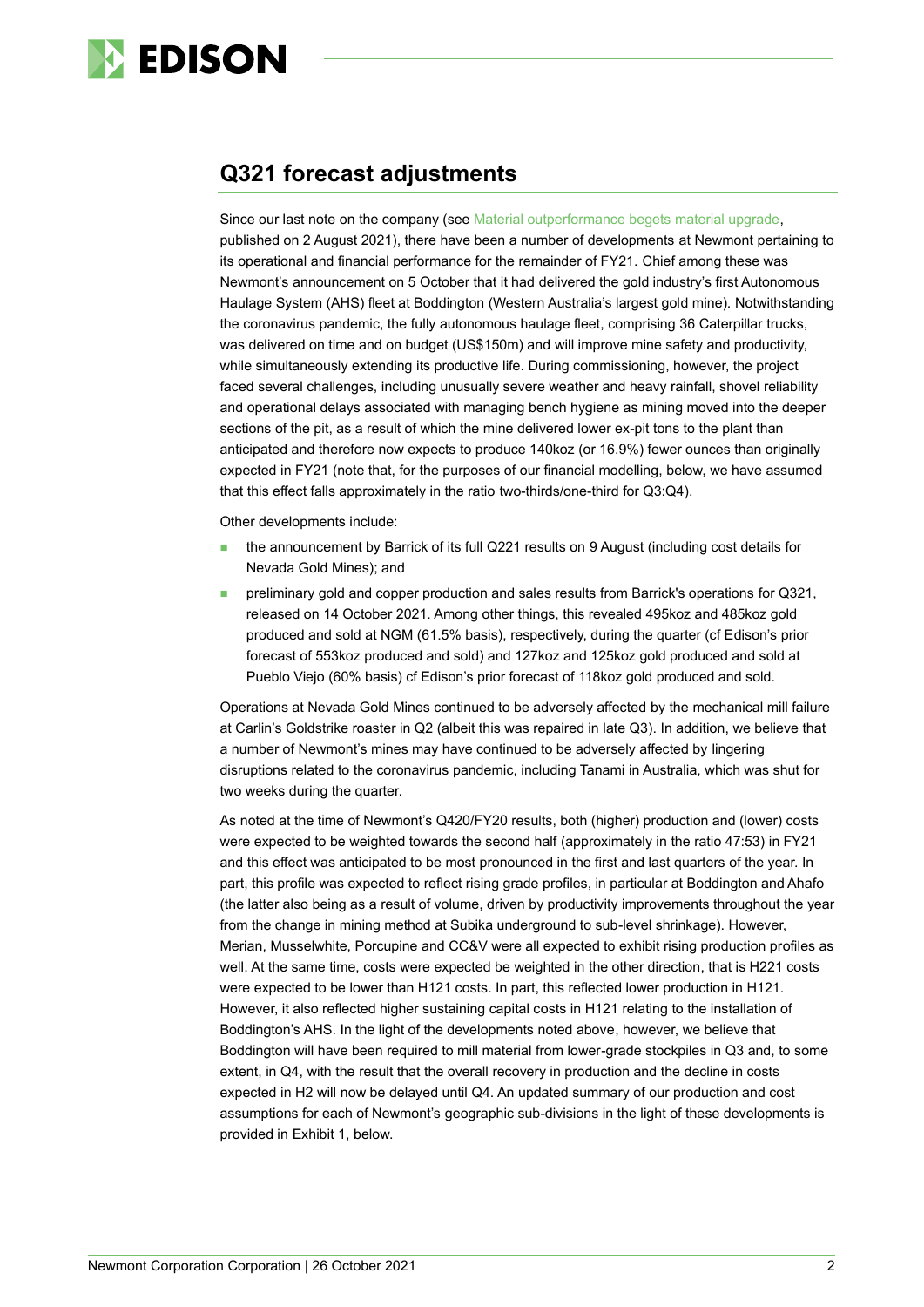## Q321 forecast adjustments

Since our last note on the company (see Material outperformance begets material upgrade, published on 2 August 2021), there have been a number of developments at Newmont pertaining to its operational and financial performance for the remainder of FY21. Chief among these was Newmont's announcement on 5 October that it had delivered the gold industry's first Autonomous Haulage System (AHS) fleet at Boddington (Western Australia's largest gold mine). Notwithstanding the coronavirus pandemic, the fully autonomous haulage fleet, comprising 36 Caterpillar trucks, was delivered on time and on budget (US$150m) and will improve mine safety and productivity, while simultaneously extending its productive life. During commissioning, however, the project faced several challenges, including unusually severe weather and heavy rainfall, shovel reliability and operational delays associated with managing bench hygiene as mining moved into the deeper sections of the pit, as a result of which the mine delivered lower ex-pit tons to the plant than anticipated and therefore now expects to produce 140koz (or 16.9%) fewer ounces than originally expected in FY21 (note that, for the purposes of our financial modelling, below, we have assumed that this effect falls approximately in the ratio two-thirds/one-third for Q3:Q4).

Other developments include:

- the announcement by Barrick of its full Q221 results on 9 August (including cost details for Nevada Gold Mines); and
- preliminary gold and copper production and sales results from Barrick's operations for Q321, released on 14 October 2021. Among other things, this revealed 495koz and 485koz gold produced and sold at NGM (61.5% basis), respectively, during the quarter (cf Edison's prior forecast of 553koz produced and sold) and 127koz and 125koz gold produced and sold at Pueblo Viejo (60% basis) cf Edison's prior forecast of 118koz gold produced and sold.

Operations at Nevada Gold Mines continued to be adversely affected by the mechanical mill failure at Carlin's Goldstrike roaster in Q2 (albeit this was repaired in late Q3). In addition, we believe that a number of Newmont's mines may have continued to be adversely affected by lingering disruptions related to the coronavirus pandemic, including Tanami in Australia, which was shut for two weeks during the quarter.

As noted at the time of Newmont's Q420/FY20 results, both (higher) production and (lower) costs were expected to be weighted towards the second half (approximately in the ratio 47:53) in FY21 and this effect was anticipated to be most pronounced in the first and last quarters of the year. In part, this profile was expected to reflect rising grade profiles, in particular at Boddington and Ahafo (the latter also being as a result of volume, driven by productivity improvements throughout the year from the change in mining method at Subika underground to sub-level shrinkage). However, Merian, Musselwhite, Porcupine and CC&V were all expected to exhibit rising production profiles as well. At the same time, costs were expected be weighted in the other direction, that is H221 costs were expected to be lower than H121 costs. In part, this reflected lower production in H121. However, it also reflected higher sustaining capital costs in H121 relating to the installation of Boddington's AHS. In the light of the developments noted above, however, we believe that Boddington will have been required to mill material from lower-grade stockpiles in Q3 and, to some extent, in Q4, with the result that the overall recovery in production and the decline in costs expected in H2 will now be delayed until Q4. An updated summary of our production and cost assumptions for each of Newmont's geographic sub-divisions in the light of these developments is provided in Exhibit 1, below.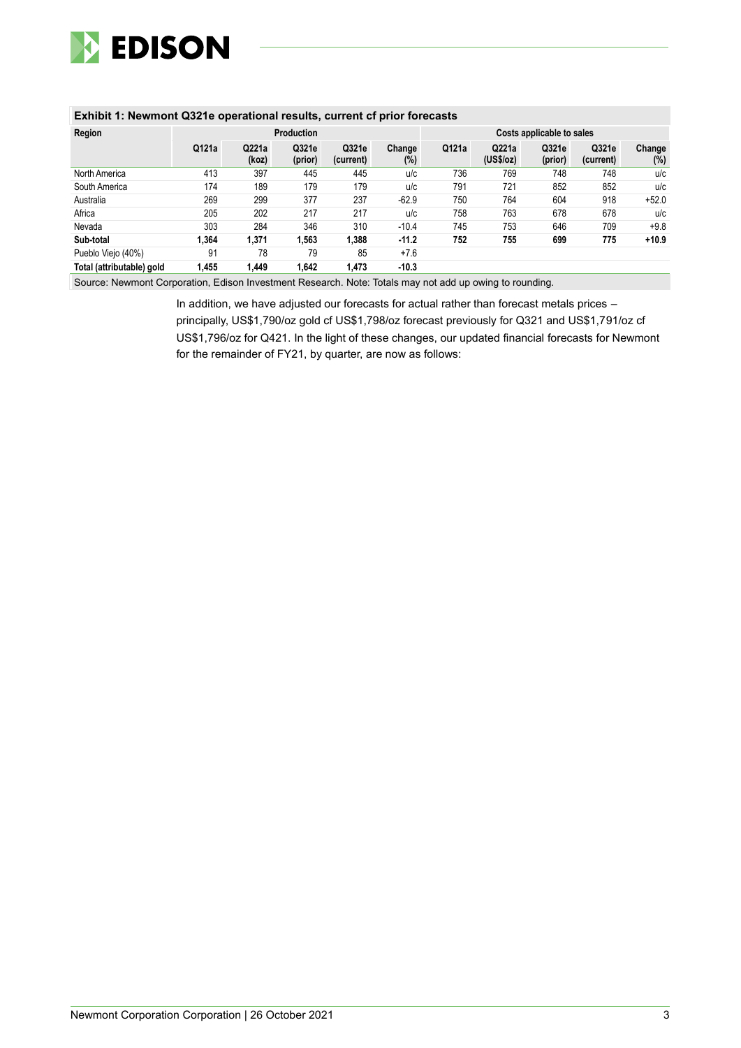**Exhibit 1: Newmont Q321e operational results, current cf prior forecasts**

| Region | Production | | | | | Costs applicable to sales | | | | |
|---|---|---|---|---|---|---|---|---|---|---|
| | Q121a | Q221a (koz) | Q321e (prior) | Q321e (current) | Change (%) | Q121a | Q221a (US$/oz) | Q321e (prior) | Q321e (current) | Change (%) |
| North America | 413 | 397 | 445 | 445 | u/c | 736 | 769 | 748 | 748 | u/c |
| South America | 174 | 189 | 179 | 179 | u/c | 791 | 721 | 852 | 852 | u/c |
| Australia | 269 | 299 | 377 | 237 | -62.9 | 750 | 764 | 604 | 918 | +52.0 |
| Africa | 205 | 202 | 217 | 217 | u/c | 758 | 763 | 678 | 678 | u/c |
| Nevada | 303 | 284 | 346 | 310 | -10.4 | 745 | 753 | 646 | 709 | +9.8 |
| **Sub-total** | **1,364** | **1,371** | **1,563** | **1,388** | **-11.2** | **752** | **755** | **699** | **775** | **+10.9** |
| Pueblo Viejo (40%) | 91 | 78 | 79 | 85 | +7.6 | | | | | |
| **Total (attributable) gold** | **1,455** | **1,449** | **1,642** | **1,473** | **-10.3** | | | | | |

Source: Newmont Corporation, Edison Investment Research. Note: Totals may not add up owing to rounding.

In addition, we have adjusted our forecasts for actual rather than forecast metals prices – principally, US$1,790/oz gold cf US$1,798/oz forecast previously for Q321 and US$1,791/oz cf US$1,796/oz for Q421. In the light of these changes, our updated financial forecasts for Newmont for the remainder of FY21, by quarter, are now as follows: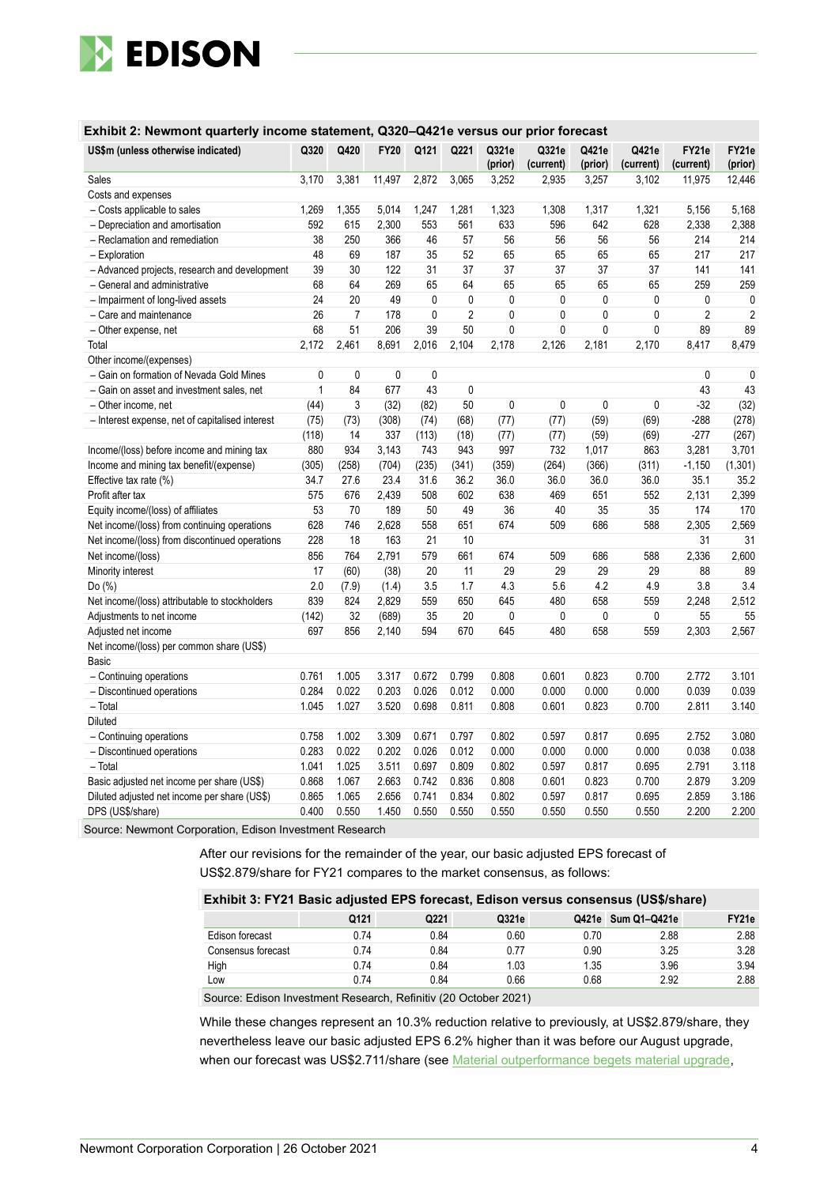**Exhibit 2: Newmont quarterly income statement, Q320–Q421e versus our prior forecast**

| US$m (unless otherwise indicated) | Q320 | Q420 | FY20 | Q121 | Q221 | Q321e (prior) | Q321e (current) | Q421e (prior) | Q421e (current) | FY21e (current) | FY21e (prior) |
|---|---|---|---|---|---|---|---|---|---|---|---|
| Sales | 3,170 | 3,381 | 11,497 | 2,872 | 3,065 | 3,252 | 2,935 | 3,257 | 3,102 | 11,975 | 12,446 |
| Costs and expenses | | | | | | | | | | | |
| – Costs applicable to sales | 1,269 | 1,355 | 5,014 | 1,247 | 1,281 | 1,323 | 1,308 | 1,317 | 1,321 | 5,156 | 5,168 |
| – Depreciation and amortisation | 592 | 615 | 2,300 | 553 | 561 | 633 | 596 | 642 | 628 | 2,338 | 2,388 |
| – Reclamation and remediation | 38 | 250 | 366 | 46 | 57 | 56 | 56 | 56 | 56 | 214 | 214 |
| – Exploration | 48 | 69 | 187 | 35 | 52 | 65 | 65 | 65 | 65 | 217 | 217 |
| – Advanced projects, research and development | 39 | 30 | 122 | 31 | 37 | 37 | 37 | 37 | 37 | 141 | 141 |
| – General and administrative | 68 | 64 | 269 | 65 | 64 | 65 | 65 | 65 | 65 | 259 | 259 |
| – Impairment of long-lived assets | 24 | 20 | 49 | 0 | 0 | 0 | 0 | 0 | 0 | 0 | 0 |
| – Care and maintenance | 26 | 7 | 178 | 0 | 2 | 0 | 0 | 0 | 0 | 2 | 2 |
| – Other expense, net | 68 | 51 | 206 | 39 | 50 | 0 | 0 | 0 | 0 | 89 | 89 |
| Total | 2,172 | 2,461 | 8,691 | 2,016 | 2,104 | 2,178 | 2,126 | 2,181 | 2,170 | 8,417 | 8,479 |
| Other income/(expenses) | | | | | | | | | | | |
| – Gain on formation of Nevada Gold Mines | 0 | 0 | 0 | 0 | | | | | | 0 | 0 |
| – Gain on asset and investment sales, net | 1 | 84 | 677 | 43 | 0 | | | | | 43 | 43 |
| – Other income, net | (44) | 3 | (32) | (82) | 50 | 0 | 0 | 0 | 0 | -32 | (32) |
| – Interest expense, net of capitalised interest | (75) | (73) | (308) | (74) | (68) | (77) | (77) | (59) | (69) | -288 | (278) |
| | (118) | 14 | 337 | (113) | (18) | (77) | (77) | (59) | (69) | -277 | (267) |
| Income/(loss) before income and mining tax | 880 | 934 | 3,143 | 743 | 943 | 997 | 732 | 1,017 | 863 | 3,281 | 3,701 |
| Income and mining tax benefit/(expense) | (305) | (258) | (704) | (235) | (341) | (359) | (264) | (366) | (311) | -1,150 | (1,301) |
| Effective tax rate (%) | 34.7 | 27.6 | 23.4 | 31.6 | 36.2 | 36.0 | 36.0 | 36.0 | 36.0 | 35.1 | 35.2 |
| Profit after tax | 575 | 676 | 2,439 | 508 | 602 | 638 | 469 | 651 | 552 | 2,131 | 2,399 |
| Equity income/(loss) of affiliates | 53 | 70 | 189 | 50 | 49 | 36 | 40 | 35 | 35 | 174 | 170 |
| Net income/(loss) from continuing operations | 628 | 746 | 2,628 | 558 | 651 | 674 | 509 | 686 | 588 | 2,305 | 2,569 |
| Net income/(loss) from discontinued operations | 228 | 18 | 163 | 21 | 10 | | | | | 31 | 31 |
| Net income/(loss) | 856 | 764 | 2,791 | 579 | 661 | 674 | 509 | 686 | 588 | 2,336 | 2,600 |
| Minority interest | 17 | (60) | (38) | 20 | 11 | 29 | 29 | 29 | 29 | 88 | 89 |
| Do (%) | 2.0 | (7.9) | (1.4) | 3.5 | 1.7 | 4.3 | 5.6 | 4.2 | 4.9 | 3.8 | 3.4 |
| Net income/(loss) attributable to stockholders | 839 | 824 | 2,829 | 559 | 650 | 645 | 480 | 658 | 559 | 2,248 | 2,512 |
| Adjustments to net income | (142) | 32 | (689) | 35 | 20 | 0 | 0 | 0 | 0 | 55 | 55 |
| Adjusted net income | 697 | 856 | 2,140 | 594 | 670 | 645 | 480 | 658 | 559 | 2,303 | 2,567 |
| Net income/(loss) per common share (US$) | | | | | | | | | | | |
| Basic | | | | | | | | | | | |
| – Continuing operations | 0.761 | 1.005 | 3.317 | 0.672 | 0.799 | 0.808 | 0.601 | 0.823 | 0.700 | 2.772 | 3.101 |
| – Discontinued operations | 0.284 | 0.022 | 0.203 | 0.026 | 0.012 | 0.000 | 0.000 | 0.000 | 0.000 | 0.039 | 0.039 |
| – Total | 1.045 | 1.027 | 3.520 | 0.698 | 0.811 | 0.808 | 0.601 | 0.823 | 0.700 | 2.811 | 3.140 |
| Diluted | | | | | | | | | | | |
| – Continuing operations | 0.758 | 1.002 | 3.309 | 0.671 | 0.797 | 0.802 | 0.597 | 0.817 | 0.695 | 2.752 | 3.080 |
| – Discontinued operations | 0.283 | 0.022 | 0.202 | 0.026 | 0.012 | 0.000 | 0.000 | 0.000 | 0.000 | 0.038 | 0.038 |
| – Total | 1.041 | 1.025 | 3.511 | 0.697 | 0.809 | 0.802 | 0.597 | 0.817 | 0.695 | 2.791 | 3.118 |
| Basic adjusted net income per share (US$) | 0.868 | 1.067 | 2.663 | 0.742 | 0.836 | 0.808 | 0.601 | 0.823 | 0.700 | 2.879 | 3.209 |
| Diluted adjusted net income per share (US$) | 0.865 | 1.065 | 2.656 | 0.741 | 0.834 | 0.802 | 0.597 | 0.817 | 0.695 | 2.859 | 3.186 |
| DPS (US$/share) | 0.400 | 0.550 | 1.450 | 0.550 | 0.550 | 0.550 | 0.550 | 0.550 | 0.550 | 2.200 | 2.200 |

Source: Newmont Corporation, Edison Investment Research

After our revisions for the remainder of the year, our basic adjusted EPS forecast of US$2.879/share for FY21 compares to the market consensus, as follows:

**Exhibit 3: FY21 Basic adjusted EPS forecast, Edison versus consensus (US$/share)**

| | Q121 | Q221 | Q321e | Q421e | Sum Q1–Q421e | FY21e |
|---|---|---|---|---|---|---|
| Edison forecast | 0.74 | 0.84 | 0.60 | 0.70 | 2.88 | 2.88 |
| Consensus forecast | 0.74 | 0.84 | 0.77 | 0.90 | 3.25 | 3.28 |
| High | 0.74 | 0.84 | 1.03 | 1.35 | 3.96 | 3.94 |
| Low | 0.74 | 0.84 | 0.66 | 0.68 | 2.92 | 2.88 |

Source: Edison Investment Research, Refinitiv (20 October 2021)

While these changes represent an 10.3% reduction relative to previously, at US$2.879/share, they nevertheless leave our basic adjusted EPS 6.2% higher than it was before our August upgrade, when our forecast was US$2.711/share (see Material outperformance begets material upgrade,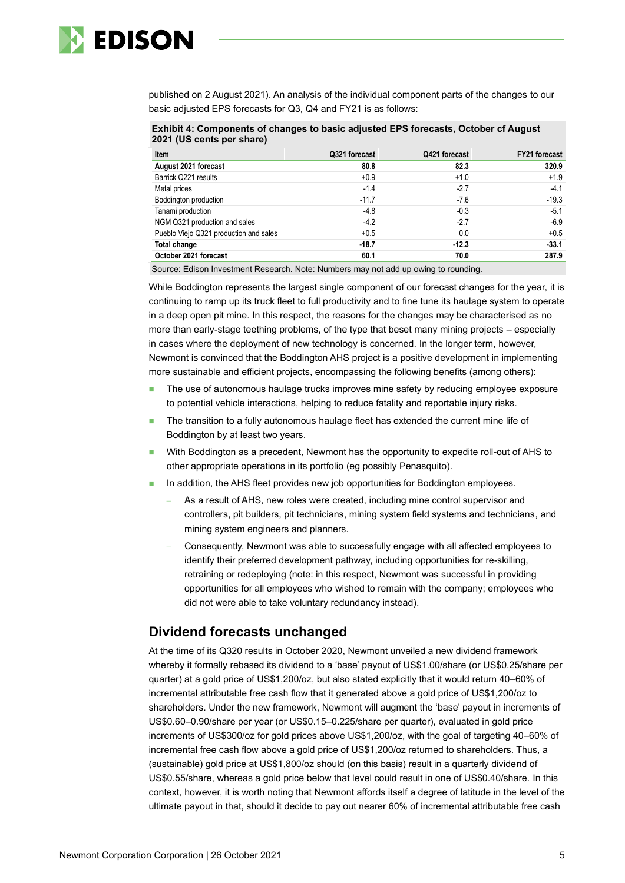published on 2 August 2021). An analysis of the individual component parts of the changes to our basic adjusted EPS forecasts for Q3, Q4 and FY21 is as follows:

**Exhibit 4: Components of changes to basic adjusted EPS forecasts, October cf August 2021 (US cents per share)**

| Item | Q321 forecast | Q421 forecast | FY21 forecast |
|---|---|---|---|
| **August 2021 forecast** | **80.8** | **82.3** | **320.9** |
| Barrick Q221 results | +0.9 | +1.0 | +1.9 |
| Metal prices | -1.4 | -2.7 | -4.1 |
| Boddington production | -11.7 | -7.6 | -19.3 |
| Tanami production | -4.8 | -0.3 | -5.1 |
| NGM Q321 production and sales | -4.2 | -2.7 | -6.9 |
| Pueblo Viejo Q321 production and sales | +0.5 | 0.0 | +0.5 |
| **Total change** | **-18.7** | **-12.3** | **-33.1** |
| **October 2021 forecast** | **60.1** | **70.0** | **287.9** |

Source: Edison Investment Research. Note: Numbers may not add up owing to rounding.

While Boddington represents the largest single component of our forecast changes for the year, it is continuing to ramp up its truck fleet to full productivity and to fine tune its haulage system to operate in a deep open pit mine. In this respect, the reasons for the changes may be characterised as no more than early-stage teething problems, of the type that beset many mining projects – especially in cases where the deployment of new technology is concerned. In the longer term, however, Newmont is convinced that the Boddington AHS project is a positive development in implementing more sustainable and efficient projects, encompassing the following benefits (among others):

- The use of autonomous haulage trucks improves mine safety by reducing employee exposure to potential vehicle interactions, helping to reduce fatality and reportable injury risks.
- The transition to a fully autonomous haulage fleet has extended the current mine life of Boddington by at least two years.
- With Boddington as a precedent, Newmont has the opportunity to expedite roll-out of AHS to other appropriate operations in its portfolio (eg possibly Penasquito).
- In addition, the AHS fleet provides new job opportunities for Boddington employees.
  - As a result of AHS, new roles were created, including mine control supervisor and controllers, pit builders, pit technicians, mining system field systems and technicians, and mining system engineers and planners.
  - Consequently, Newmont was able to successfully engage with all affected employees to identify their preferred development pathway, including opportunities for re-skilling, retraining or redeploying (note: in this respect, Newmont was successful in providing opportunities for all employees who wished to remain with the company; employees who did not were able to take voluntary redundancy instead).

## Dividend forecasts unchanged

At the time of its Q320 results in October 2020, Newmont unveiled a new dividend framework whereby it formally rebased its dividend to a 'base' payout of US$1.00/share (or US$0.25/share per quarter) at a gold price of US$1,200/oz, but also stated explicitly that it would return 40–60% of incremental attributable free cash flow that it generated above a gold price of US$1,200/oz to shareholders. Under the new framework, Newmont will augment the 'base' payout in increments of US$0.60–0.90/share per year (or US$0.15–0.225/share per quarter), evaluated in gold price increments of US$300/oz for gold prices above US$1,200/oz, with the goal of targeting 40–60% of incremental free cash flow above a gold price of US$1,200/oz returned to shareholders. Thus, a (sustainable) gold price at US$1,800/oz should (on this basis) result in a quarterly dividend of US$0.55/share, whereas a gold price below that level could result in one of US$0.40/share. In this context, however, it is worth noting that Newmont affords itself a degree of latitude in the level of the ultimate payout in that, should it decide to pay out nearer 60% of incremental attributable free cash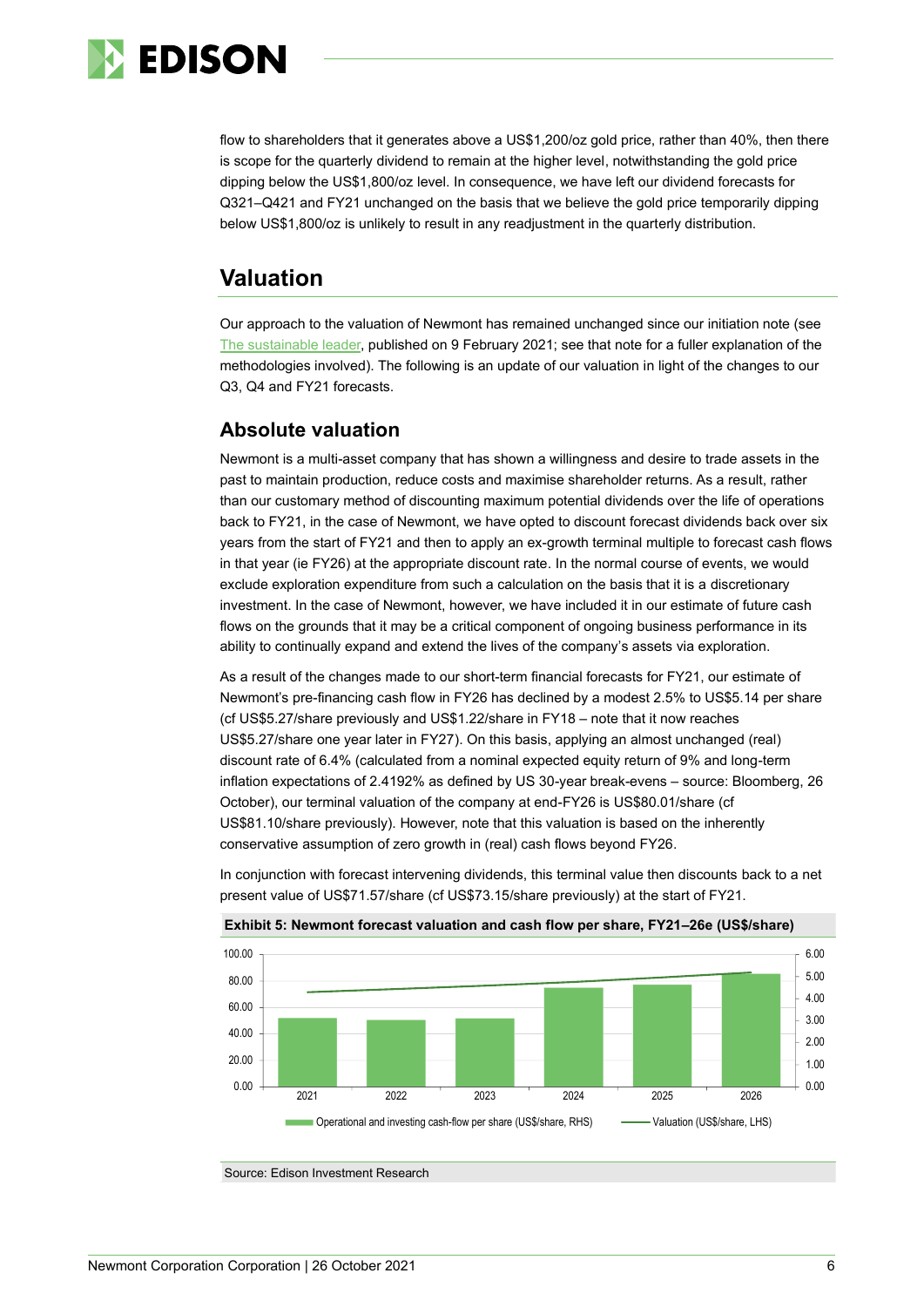flow to shareholders that it generates above a US$1,200/oz gold price, rather than 40%, then there is scope for the quarterly dividend to remain at the higher level, notwithstanding the gold price dipping below the US$1,800/oz level. In consequence, we have left our dividend forecasts for Q321–Q421 and FY21 unchanged on the basis that we believe the gold price temporarily dipping below US$1,800/oz is unlikely to result in any readjustment in the quarterly distribution.

## Valuation

Our approach to the valuation of Newmont has remained unchanged since our initiation note (see The sustainable leader, published on 9 February 2021; see that note for a fuller explanation of the methodologies involved). The following is an update of our valuation in light of the changes to our Q3, Q4 and FY21 forecasts.

### Absolute valuation

Newmont is a multi-asset company that has shown a willingness and desire to trade assets in the past to maintain production, reduce costs and maximise shareholder returns. As a result, rather than our customary method of discounting maximum potential dividends over the life of operations back to FY21, in the case of Newmont, we have opted to discount forecast dividends back over six years from the start of FY21 and then to apply an ex-growth terminal multiple to forecast cash flows in that year (ie FY26) at the appropriate discount rate. In the normal course of events, we would exclude exploration expenditure from such a calculation on the basis that it is a discretionary investment. In the case of Newmont, however, we have included it in our estimate of future cash flows on the grounds that it may be a critical component of ongoing business performance in its ability to continually expand and extend the lives of the company's assets via exploration.

As a result of the changes made to our short-term financial forecasts for FY21, our estimate of Newmont's pre-financing cash flow in FY26 has declined by a modest 2.5% to US$5.14 per share (cf US$5.27/share previously and US$1.22/share in FY18 – note that it now reaches US$5.27/share one year later in FY27). On this basis, applying an almost unchanged (real) discount rate of 6.4% (calculated from a nominal expected equity return of 9% and long-term inflation expectations of 2.4192% as defined by US 30-year break-evens – source: Bloomberg, 26 October), our terminal valuation of the company at end-FY26 is US$80.01/share (cf US$81.10/share previously). However, note that this valuation is based on the inherently conservative assumption of zero growth in (real) cash flows beyond FY26.

In conjunction with forecast intervening dividends, this terminal value then discounts back to a net present value of US$71.57/share (cf US$73.15/share previously) at the start of FY21.

**Exhibit 5: Newmont forecast valuation and cash flow per share, FY21–26e (US$/share)**

Source: Edison Investment Research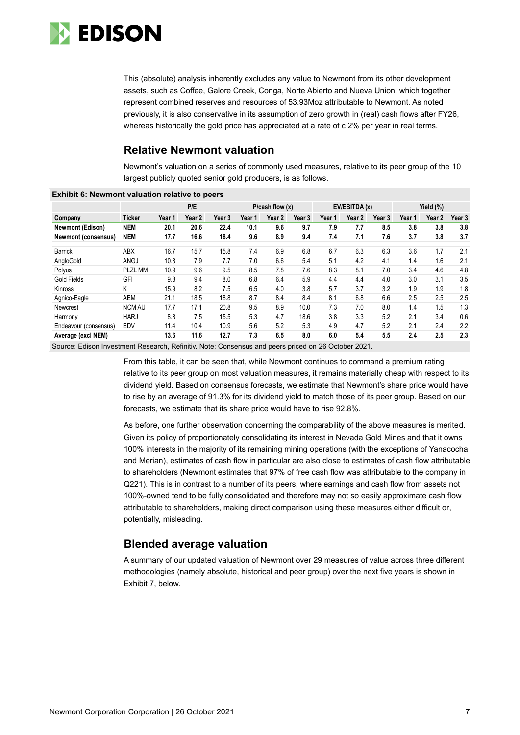This (absolute) analysis inherently excludes any value to Newmont from its other development assets, such as Coffee, Galore Creek, Conga, Norte Abierto and Nueva Union, which together represent combined reserves and resources of 53.93Moz attributable to Newmont. As noted previously, it is also conservative in its assumption of zero growth in (real) cash flows after FY26, whereas historically the gold price has appreciated at a rate of c 2% per year in real terms.

## Relative Newmont valuation

Newmont's valuation on a series of commonly used measures, relative to its peer group of the 10 largest publicly quoted senior gold producers, is as follows.

**Exhibit 6: Newmont valuation relative to peers**

| | | P/E | | | P/cash flow (x) | | | EV/EBITDA (x) | | | Yield (%) | | |
|---|---|---|---|---|---|---|---|---|---|---|---|---|---|
| **Company** | **Ticker** | **Year 1** | **Year 2** | **Year 3** | **Year 1** | **Year 2** | **Year 3** | **Year 1** | **Year 2** | **Year 3** | **Year 1** | **Year 2** | **Year 3** |
| **Newmont (Edison)** | **NEM** | **20.1** | **20.6** | **22.4** | **10.1** | **9.6** | **9.7** | **7.9** | **7.7** | **8.5** | **3.8** | **3.8** | **3.8** |
| **Newmont (consensus)** | **NEM** | **17.7** | **16.6** | **18.4** | **9.6** | **8.9** | **9.4** | **7.4** | **7.1** | **7.6** | **3.7** | **3.8** | **3.7** |
| Barrick | ABX | 16.7 | 15.7 | 15.8 | 7.4 | 6.9 | 6.8 | 6.7 | 6.3 | 6.3 | 3.6 | 1.7 | 2.1 |
| AngloGold | ANGJ | 10.3 | 7.9 | 7.7 | 7.0 | 6.6 | 5.4 | 5.1 | 4.2 | 4.1 | 1.4 | 1.6 | 2.1 |
| Polyus | PLZL MM | 10.9 | 9.6 | 9.5 | 8.5 | 7.8 | 7.6 | 8.3 | 8.1 | 7.0 | 3.4 | 4.6 | 4.8 |
| Gold Fields | GFI | 9.8 | 9.4 | 8.0 | 6.8 | 6.4 | 5.9 | 4.4 | 4.4 | 4.0 | 3.0 | 3.1 | 3.5 |
| Kinross | K | 15.9 | 8.2 | 7.5 | 6.5 | 4.0 | 3.8 | 5.7 | 3.7 | 3.2 | 1.9 | 1.9 | 1.8 |
| Agnico-Eagle | AEM | 21.1 | 18.5 | 18.8 | 8.7 | 8.4 | 8.4 | 8.1 | 6.8 | 6.6 | 2.5 | 2.5 | 2.5 |
| Newcrest | NCM AU | 17.7 | 17.1 | 20.8 | 9.5 | 8.9 | 10.0 | 7.3 | 7.0 | 8.0 | 1.4 | 1.5 | 1.3 |
| Harmony | HARJ | 8.8 | 7.5 | 15.5 | 5.3 | 4.7 | 18.6 | 3.8 | 3.3 | 5.2 | 2.1 | 3.4 | 0.6 |
| Endeavour (consensus) | EDV | 11.4 | 10.4 | 10.9 | 5.6 | 5.2 | 5.3 | 4.9 | 4.7 | 5.2 | 2.1 | 2.4 | 2.2 |
| **Average (excl NEM)** | | **13.6** | **11.6** | **12.7** | **7.3** | **6.5** | **8.0** | **6.0** | **5.4** | **5.5** | **2.4** | **2.5** | **2.3** |

Source: Edison Investment Research, Refinitiv. Note: Consensus and peers priced on 26 October 2021.

From this table, it can be seen that, while Newmont continues to command a premium rating relative to its peer group on most valuation measures, it remains materially cheap with respect to its dividend yield. Based on consensus forecasts, we estimate that Newmont's share price would have to rise by an average of 91.3% for its dividend yield to match those of its peer group. Based on our forecasts, we estimate that its share price would have to rise 92.8%.

As before, one further observation concerning the comparability of the above measures is merited. Given its policy of proportionately consolidating its interest in Nevada Gold Mines and that it owns 100% interests in the majority of its remaining mining operations (with the exceptions of Yanacocha and Merian), estimates of cash flow in particular are also close to estimates of cash flow attributable to shareholders (Newmont estimates that 97% of free cash flow was attributable to the company in Q221). This is in contrast to a number of its peers, where earnings and cash flow from assets not 100%-owned tend to be fully consolidated and therefore may not so easily approximate cash flow attributable to shareholders, making direct comparison using these measures either difficult or, potentially, misleading.

## Blended average valuation

A summary of our updated valuation of Newmont over 29 measures of value across three different methodologies (namely absolute, historical and peer group) over the next five years is shown in Exhibit 7, below.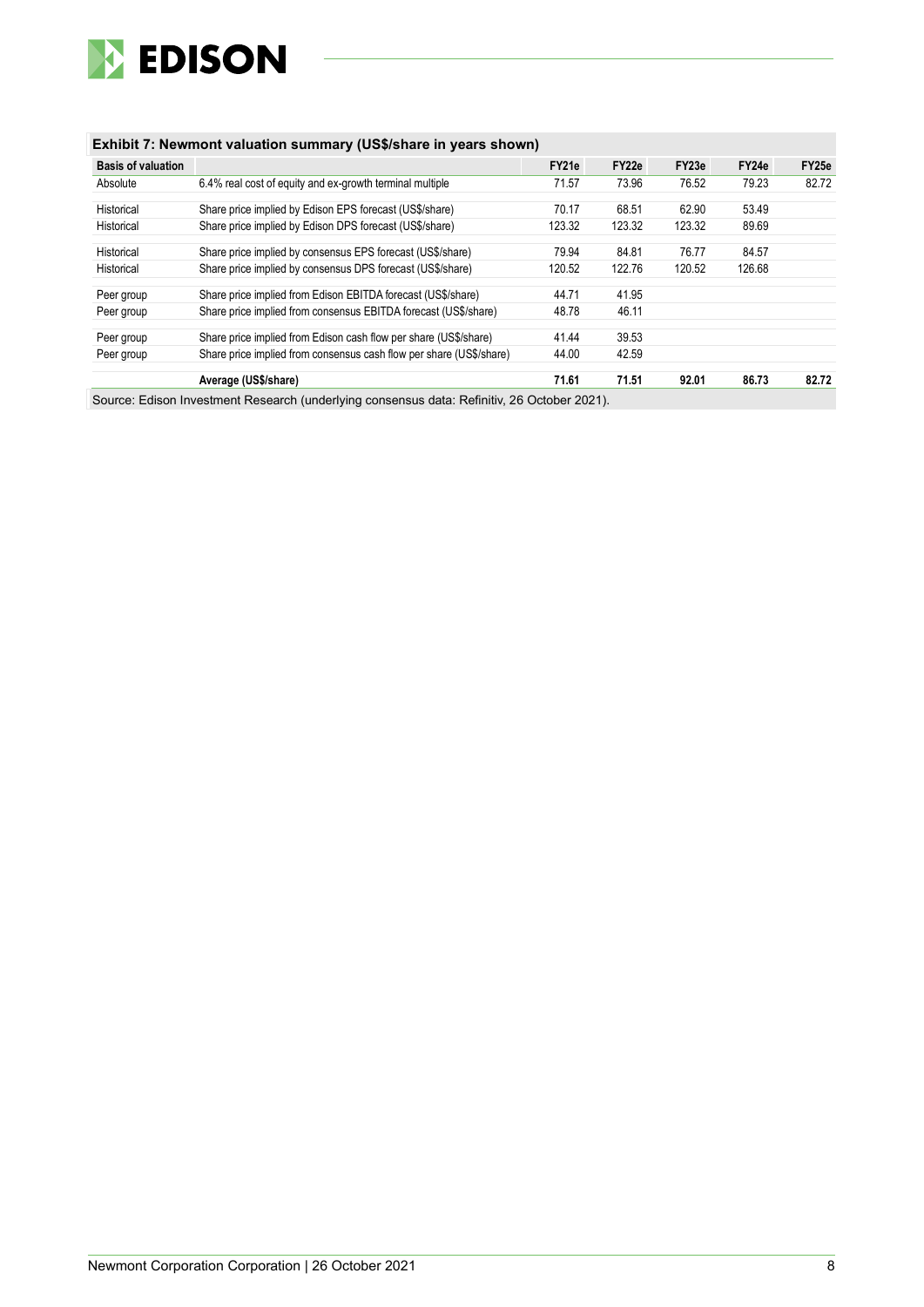**Exhibit 7: Newmont valuation summary (US$/share in years shown)**

| Basis of valuation | | FY21e | FY22e | FY23e | FY24e | FY25e |
|---|---|---|---|---|---|---|
| Absolute | 6.4% real cost of equity and ex-growth terminal multiple | 71.57 | 73.96 | 76.52 | 79.23 | 82.72 |
| Historical | Share price implied by Edison EPS forecast (US$/share) | 70.17 | 68.51 | 62.90 | 53.49 | |
| Historical | Share price implied by Edison DPS forecast (US$/share) | 123.32 | 123.32 | 123.32 | 89.69 | |
| Historical | Share price implied by consensus EPS forecast (US$/share) | 79.94 | 84.81 | 76.77 | 84.57 | |
| Historical | Share price implied by consensus DPS forecast (US$/share) | 120.52 | 122.76 | 120.52 | 126.68 | |
| Peer group | Share price implied from Edison EBITDA forecast (US$/share) | 44.71 | 41.95 | | | |
| Peer group | Share price implied from consensus EBITDA forecast (US$/share) | 48.78 | 46.11 | | | |
| Peer group | Share price implied from Edison cash flow per share (US$/share) | 41.44 | 39.53 | | | |
| Peer group | Share price implied from consensus cash flow per share (US$/share) | 44.00 | 42.59 | | | |
| | **Average (US$/share)** | **71.61** | **71.51** | **92.01** | **86.73** | **82.72** |

Source: Edison Investment Research (underlying consensus data: Refinitiv, 26 October 2021).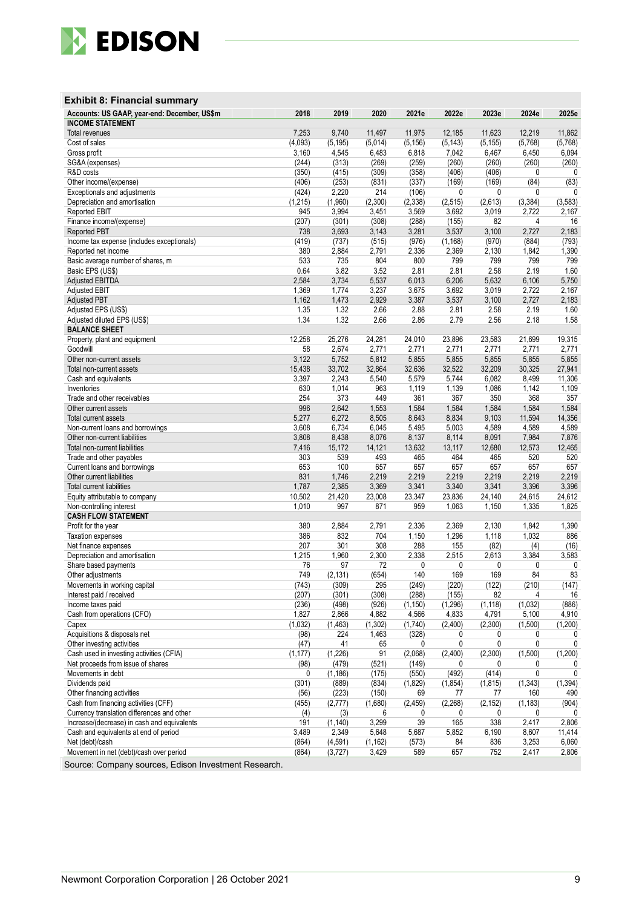## Exhibit 8: Financial summary

| Accounts: US GAAP, year-end: December, US$m | 2018 | 2019 | 2020 | 2021e | 2022e | 2023e | 2024e | 2025e |
|---|---|---|---|---|---|---|---|---|
| **INCOME STATEMENT** | | | | | | | | |
| Total revenues | 7,253 | 9,740 | 11,497 | 11,975 | 12,185 | 11,623 | 12,219 | 11,862 |
| Cost of sales | (4,093) | (5,195) | (5,014) | (5,156) | (5,143) | (5,155) | (5,768) | (5,768) |
| Gross profit | 3,160 | 4,545 | 6,483 | 6,818 | 7,042 | 6,467 | 6,450 | 6,094 |
| SG&A (expenses) | (244) | (313) | (269) | (259) | (260) | (260) | (260) | (260) |
| R&D costs | (350) | (415) | (309) | (358) | (406) | (406) | 0 | 0 |
| Other income/(expense) | (406) | (253) | (831) | (337) | (169) | (169) | (84) | (83) |
| Exceptionals and adjustments | (424) | 2,220 | 214 | (106) | 0 | 0 | 0 | 0 |
| Depreciation and amortisation | (1,215) | (1,960) | (2,300) | (2,338) | (2,515) | (2,613) | (3,384) | (3,583) |
| Reported EBIT | 945 | 3,994 | 3,451 | 3,569 | 3,692 | 3,019 | 2,722 | 2,167 |
| Finance income/(expense) | (207) | (301) | (308) | (288) | (155) | 82 | 4 | 16 |
| Reported PBT | 738 | 3,693 | 3,143 | 3,281 | 3,537 | 3,100 | 2,727 | 2,183 |
| Income tax expense (includes exceptionals) | (419) | (737) | (515) | (976) | (1,168) | (970) | (884) | (793) |
| Reported net income | 380 | 2,884 | 2,791 | 2,336 | 2,369 | 2,130 | 1,842 | 1,390 |
| Basic average number of shares, m | 533 | 735 | 804 | 800 | 799 | 799 | 799 | 799 |
| Basic EPS (US$) | 0.64 | 3.82 | 3.52 | 2.81 | 2.81 | 2.58 | 2.19 | 1.60 |
| Adjusted EBITDA | 2,584 | 3,734 | 5,537 | 6,013 | 6,206 | 5,632 | 6,106 | 5,750 |
| Adjusted EBIT | 1,369 | 1,774 | 3,237 | 3,675 | 3,692 | 3,019 | 2,722 | 2,167 |
| Adjusted PBT | 1,162 | 1,473 | 2,929 | 3,387 | 3,537 | 3,100 | 2,727 | 2,183 |
| Adjusted EPS (US$) | 1.35 | 1.32 | 2.66 | 2.88 | 2.81 | 2.58 | 2.19 | 1.60 |
| Adjusted diluted EPS (US$) | 1.34 | 1.32 | 2.66 | 2.86 | 2.79 | 2.56 | 2.18 | 1.58 |
| **BALANCE SHEET** | | | | | | | | |
| Property, plant and equipment | 12,258 | 25,276 | 24,281 | 24,010 | 23,896 | 23,583 | 21,699 | 19,315 |
| Goodwill | 58 | 2,674 | 2,771 | 2,771 | 2,771 | 2,771 | 2,771 | 2,771 |
| Other non-current assets | 3,122 | 5,752 | 5,812 | 5,855 | 5,855 | 5,855 | 5,855 | 5,855 |
| Total non-current assets | 15,438 | 33,702 | 32,864 | 32,636 | 32,522 | 32,209 | 30,325 | 27,941 |
| Cash and equivalents | 3,397 | 2,243 | 5,540 | 5,579 | 5,744 | 6,082 | 8,499 | 11,306 |
| Inventories | 630 | 1,014 | 963 | 1,119 | 1,139 | 1,086 | 1,142 | 1,109 |
| Trade and other receivables | 254 | 373 | 449 | 361 | 367 | 350 | 368 | 357 |
| Other current assets | 996 | 2,642 | 1,553 | 1,584 | 1,584 | 1,584 | 1,584 | 1,584 |
| Total current assets | 5,277 | 6,272 | 8,505 | 8,643 | 8,834 | 9,103 | 11,594 | 14,356 |
| Non-current loans and borrowings | 3,608 | 6,734 | 6,045 | 5,495 | 5,003 | 4,589 | 4,589 | 4,589 |
| Other non-current liabilities | 3,808 | 8,438 | 8,076 | 8,137 | 8,114 | 8,091 | 7,984 | 7,876 |
| Total non-current liabilities | 7,416 | 15,172 | 14,121 | 13,632 | 13,117 | 12,680 | 12,573 | 12,465 |
| Trade and other payables | 303 | 539 | 493 | 465 | 464 | 465 | 520 | 520 |
| Current loans and borrowings | 653 | 100 | 657 | 657 | 657 | 657 | 657 | 657 |
| Other current liabilities | 831 | 1,746 | 2,219 | 2,219 | 2,219 | 2,219 | 2,219 | 2,219 |
| Total current liabilities | 1,787 | 2,385 | 3,369 | 3,341 | 3,340 | 3,341 | 3,396 | 3,396 |
| Equity attributable to company | 10,502 | 21,420 | 23,008 | 23,347 | 23,836 | 24,140 | 24,615 | 24,612 |
| Non-controlling interest | 1,010 | 997 | 871 | 959 | 1,063 | 1,150 | 1,335 | 1,825 |
| **CASH FLOW STATEMENT** | | | | | | | | |
| Profit for the year | 380 | 2,884 | 2,791 | 2,336 | 2,369 | 2,130 | 1,842 | 1,390 |
| Taxation expenses | 386 | 832 | 704 | 1,150 | 1,296 | 1,118 | 1,032 | 886 |
| Net finance expenses | 207 | 301 | 308 | 288 | 155 | (82) | (4) | (16) |
| Depreciation and amortisation | 1,215 | 1,960 | 2,300 | 2,338 | 2,515 | 2,613 | 3,384 | 3,583 |
| Share based payments | 76 | 97 | 72 | 0 | 0 | 0 | 0 | 0 |
| Other adjustments | 749 | (2,131) | (654) | 140 | 169 | 169 | 84 | 83 |
| Movements in working capital | (743) | (309) | 295 | (249) | (220) | (122) | (210) | (147) |
| Interest paid / received | (207) | (301) | (308) | (288) | (155) | 82 | 4 | 16 |
| Income taxes paid | (236) | (498) | (926) | (1,150) | (1,296) | (1,118) | (1,032) | (886) |
| Cash from operations (CFO) | 1,827 | 2,866 | 4,882 | 4,566 | 4,833 | 4,791 | 5,100 | 4,910 |
| Capex | (1,032) | (1,463) | (1,302) | (1,740) | (2,400) | (2,300) | (1,500) | (1,200) |
| Acquisitions & disposals net | (98) | 224 | 1,463 | (328) | 0 | 0 | 0 | 0 |
| Other investing activities | (47) | 41 | 65 | 0 | 0 | 0 | 0 | 0 |
| Cash used in investing activities (CFIA) | (1,177) | (1,226) | 91 | (2,068) | (2,400) | (2,300) | (1,500) | (1,200) |
| Net proceeds from issue of shares | (98) | (479) | (521) | (149) | 0 | 0 | 0 | 0 |
| Movements in debt | 0 | (1,186) | (175) | (550) | (492) | (414) | 0 | 0 |
| Dividends paid | (301) | (889) | (834) | (1,829) | (1,854) | (1,815) | (1,343) | (1,394) |
| Other financing activities | (56) | (223) | (150) | 69 | 77 | 77 | 160 | 490 |
| Cash from financing activities (CFF) | (455) | (2,777) | (1,680) | (2,459) | (2,268) | (2,152) | (1,183) | (904) |
| Currency translation differences and other | (4) | (3) | 6 | 0 | 0 | 0 | 0 | 0 |
| Increase/(decrease) in cash and equivalents | 191 | (1,140) | 3,299 | 39 | 165 | 338 | 2,417 | 2,806 |
| Cash and equivalents at end of period | 3,489 | 2,349 | 5,648 | 5,687 | 5,852 | 6,190 | 8,607 | 11,414 |
| Net (debt)/cash | (864) | (4,591) | (1,162) | (573) | 84 | 836 | 3,253 | 6,060 |
| Movement in net (debt)/cash over period | (864) | (3,727) | 3,429 | 589 | 657 | 752 | 2,417 | 2,806 |

Source: Company sources, Edison Investment Research.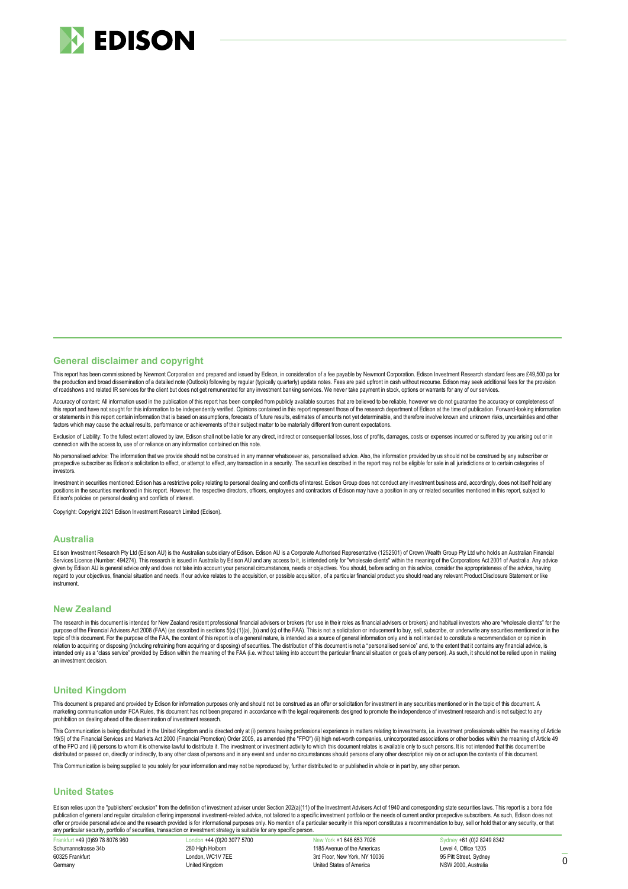## General disclaimer and copyright

This report has been commissioned by Newmont Corporation and prepared and issued by Edison, in consideration of a fee payable by Newmont Corporation. Edison Investment Research standard fees are £49,500 pa for the production and broad dissemination of a detailed note (Outlook) following by regular (typically quarterly) update notes. Fees are paid upfront in cash without recourse. Edison may seek additional fees for the provision of roadshows and related IR services for the client but does not get remunerated for any investment banking services. We never take payment in stock, options or warrants for any of our services.

Accuracy of content: All information used in the publication of this report has been compiled from publicly available sources that are believed to be reliable, however we do not guarantee the accuracy or completeness of this report and have not sought for this information to be independently verified. Opinions contained in this report represent those of the research department of Edison at the time of publication. Forward-looking information or statements in this report contain information that is based on assumptions, forecasts of future results, estimates of amounts not yet determinable, and therefore involve known and unknown risks, uncertainties and other factors which may cause the actual results, performance or achievements of their subject matter to be materially different from current expectations.

Exclusion of Liability: To the fullest extent allowed by law, Edison shall not be liable for any direct, indirect or consequential losses, loss of profits, damages, costs or expenses incurred or suffered by you arising out or in connection with the access to, use of or reliance on any information contained on this note.

No personalised advice: The information that we provide should not be construed in any manner whatsoever as, personalised advice. Also, the information provided by us should not be construed by any subscriber or prospective subscriber as Edison's solicitation to effect, or attempt to effect, any transaction in a security. The securities described in the report may not be eligible for sale in all jurisdictions or to certain categories of investors.

Investment in securities mentioned: Edison has a restrictive policy relating to personal dealing and conflicts of interest. Edison Group does not conduct any investment business and, accordingly, does not itself hold any positions in the securities mentioned in this report. However, the respective directors, officers, employees and contractors of Edison may have a position in any or related securities mentioned in this report, subject to Edison's policies on personal dealing and conflicts of interest.

Copyright: Copyright 2021 Edison Investment Research Limited (Edison).

## Australia

Edison Investment Research Pty Ltd (Edison AU) is the Australian subsidiary of Edison. Edison AU is a Corporate Authorised Representative (1252501) of Crown Wealth Group Pty Ltd who holds an Australian Financial Services Licence (Number: 494274). This research is issued in Australia by Edison AU and any access to it, is intended only for "wholesale clients" within the meaning of the Corporations Act 2001 of Australia. Any advice given by Edison AU is general advice only and does not take into account your personal circumstances, needs or objectives. You should, before acting on this advice, consider the appropriateness of the advice, having regard to your objectives, financial situation and needs. If our advice relates to the acquisition, or possible acquisition, of a particular financial product you should read any relevant Product Disclosure Statement or like instrument.

## New Zealand

The research in this document is intended for New Zealand resident professional financial advisers or brokers (for use in their roles as financial advisers or brokers) and habitual investors who are "wholesale clients" for the purpose of the Financial Advisers Act 2008 (FAA) (as described in sections 5(c) (1)(a), (b) and (c) of the FAA). This is not a solicitation or inducement to buy, sell, subscribe, or underwrite any securities mentioned or in the topic of this document. For the purpose of the FAA, the content of this report is of a general nature, is intended as a source of general information only and is not intended to constitute a recommendation or opinion in relation to acquiring or disposing (including refraining from acquiring or disposing) of securities. The distribution of this document is not a "personalised service" and, to the extent that it contains any financial advice, is intended only as a "class service" provided by Edison within the meaning of the FAA (i.e. without taking into account the particular financial situation or goals of any person). As such, it should not be relied upon in making an investment decision.

## United Kingdom

This document is prepared and provided by Edison for information purposes only and should not be construed as an offer or solicitation for investment in any securities mentioned or in the topic of this document. A marketing communication under FCA Rules, this document has not been prepared in accordance with the legal requirements designed to promote the independence of investment research and is not subject to any prohibition on dealing ahead of the dissemination of investment research.

This Communication is being distributed in the United Kingdom and is directed only at (i) persons having professional experience in matters relating to investments, i.e. investment professionals within the meaning of Article 19(5) of the Financial Services and Markets Act 2000 (Financial Promotion) Order 2005, as amended (the "FPO") (ii) high net-worth companies, unincorporated associations or other bodies within the meaning of Article 49 of the FPO and (iii) persons to whom it is otherwise lawful to distribute it. The investment or investment activity to which this document relates is available only to such persons. It is not intended that this document be distributed or passed on, directly or indirectly, to any other class of persons and in any event and under no circumstances should persons of any other description rely on or act upon the contents of this document.

This Communication is being supplied to you solely for your information and may not be reproduced by, further distributed to or published in whole or in part by, any other person.

## United States

Edison relies upon the "publishers' exclusion" from the definition of investment adviser under Section 202(a)(11) of the Investment Advisers Act of 1940 and corresponding state securities laws. This report is a bona fide publication of general and regular circulation offering impersonal investment-related advice, not tailored to a specific investment portfolio or the needs of current and/or prospective subscribers. As such, Edison does not offer or provide personal advice and the research provided is for informational purposes only. No mention of a particular security in this report constitutes a recommendation to buy, sell or hold that or any security, or that any particular security, portfolio of securities, transaction or investment strategy is suitable for any specific person.

Frankfurt +49 (0)69 78 8076 960
Schumannstrasse 34b
60325 Frankfurt
Germany

London +44 (0)20 3077 5700
280 High Holborn
London, WC1V 7EE
United Kingdom

New York +1 646 653 7026
1185 Avenue of the Americas
3rd Floor, New York, NY 10036
United States of America

Sydney +61 (0)2 8249 8342
Level 4, Office 1205
95 Pitt Street, Sydney
NSW 2000, Australia